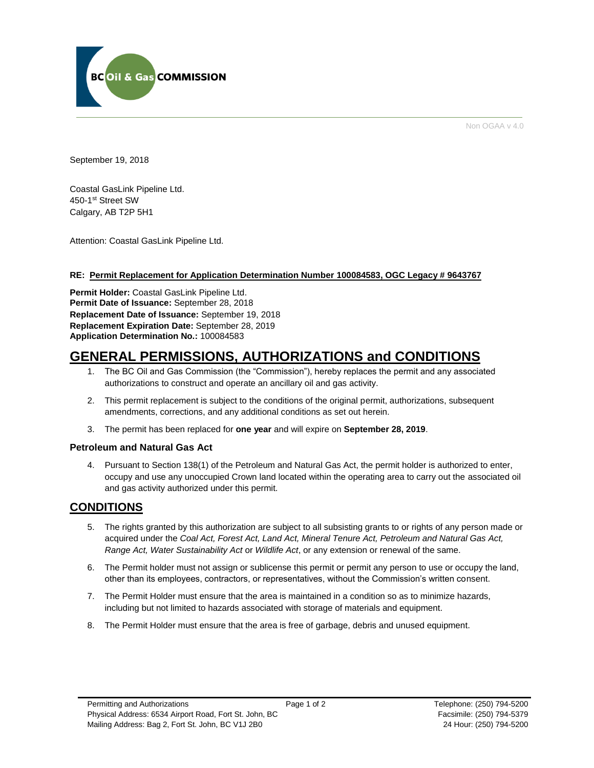BC Oil & Gas COMMISSION

Non OGAA v 4.0

September 19, 2018

Coastal GasLink Pipeline Ltd.
450-1st Street SW
Calgary, AB T2P 5H1

Attention: Coastal GasLink Pipeline Ltd.

**RE: Permit Replacement for Application Determination Number 100084583, OGC Legacy # 9643767**

**Permit Holder:** Coastal GasLink Pipeline Ltd.
**Permit Date of Issuance:** September 28, 2018
**Replacement Date of Issuance:** September 19, 2018
**Replacement Expiration Date:** September 28, 2019
**Application Determination No.:** 100084583

# GENERAL PERMISSIONS, AUTHORIZATIONS and CONDITIONS

1. The BC Oil and Gas Commission (the "Commission"), hereby replaces the permit and any associated authorizations to construct and operate an ancillary oil and gas activity.
2. This permit replacement is subject to the conditions of the original permit, authorizations, subsequent amendments, corrections, and any additional conditions as set out herein.
3. The permit has been replaced for **one year** and will expire on **September 28, 2019**.

### Petroleum and Natural Gas Act

4. Pursuant to Section 138(1) of the Petroleum and Natural Gas Act, the permit holder is authorized to enter, occupy and use any unoccupied Crown land located within the operating area to carry out the associated oil and gas activity authorized under this permit.

## CONDITIONS

5. The rights granted by this authorization are subject to all subsisting grants to or rights of any person made or acquired under the *Coal Act, Forest Act, Land Act, Mineral Tenure Act, Petroleum and Natural Gas Act, Range Act, Water Sustainability Act* or *Wildlife Act*, or any extension or renewal of the same.
6. The Permit holder must not assign or sublicense this permit or permit any person to use or occupy the land, other than its employees, contractors, or representatives, without the Commission's written consent.
7. The Permit Holder must ensure that the area is maintained in a condition so as to minimize hazards, including but not limited to hazards associated with storage of materials and equipment.
8. The Permit Holder must ensure that the area is free of garbage, debris and unused equipment.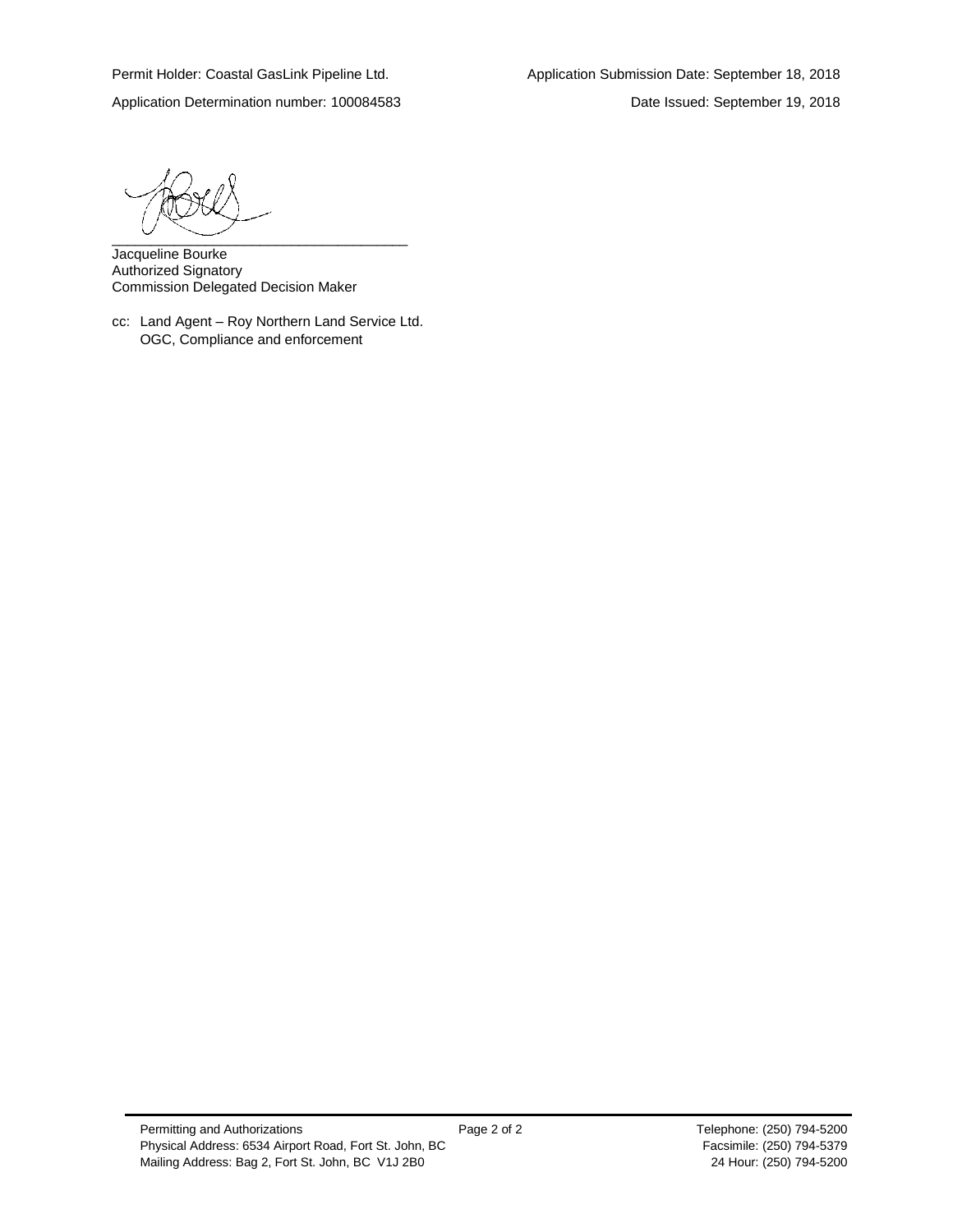Permit Holder: Coastal GasLink Pipeline Ltd. Application Submission Date: September 18, 2018

Application Determination number: 100084583 Date Issued: September 19, 2018

\_\_\_\_\_\_\_\_\_\_\_\_\_\_\_\_\_\_\_\_\_\_\_\_\_\_\_\_\_\_\_\_\_\_\_\_\_\_

Jacqueline Bourke
Authorized Signatory
Commission Delegated Decision Maker

cc: Land Agent – Roy Northern Land Service Ltd.
OGC, Compliance and enforcement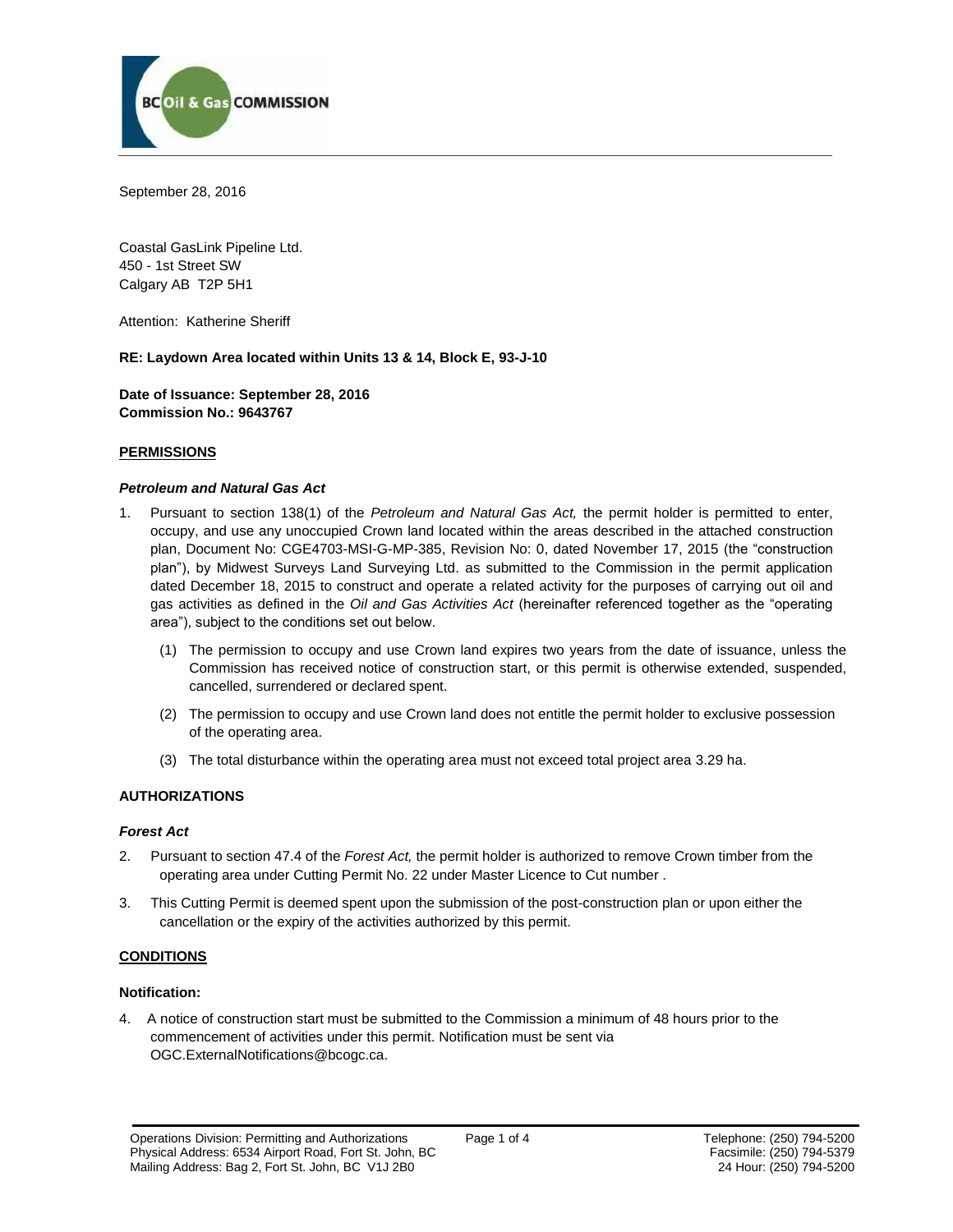September 28, 2016

Coastal GasLink Pipeline Ltd.
450 - 1st Street SW
Calgary AB T2P 5H1

Attention: Katherine Sheriff

**RE: Laydown Area located within Units 13 & 14, Block E, 93-J-10**

**Date of Issuance: September 28, 2016**
**Commission No.: 9643767**

## PERMISSIONS

### *Petroleum and Natural Gas Act*

1. Pursuant to section 138(1) of the *Petroleum and Natural Gas Act,* the permit holder is permitted to enter, occupy, and use any unoccupied Crown land located within the areas described in the attached construction plan, Document No: CGE4703-MSI-G-MP-385, Revision No: 0, dated November 17, 2015 (the "construction plan"), by Midwest Surveys Land Surveying Ltd. as submitted to the Commission in the permit application dated December 18, 2015 to construct and operate a related activity for the purposes of carrying out oil and gas activities as defined in the *Oil and Gas Activities Act* (hereinafter referenced together as the "operating area"), subject to the conditions set out below.

   (1) The permission to occupy and use Crown land expires two years from the date of issuance, unless the Commission has received notice of construction start, or this permit is otherwise extended, suspended, cancelled, surrendered or declared spent.

   (2) The permission to occupy and use Crown land does not entitle the permit holder to exclusive possession of the operating area.

   (3) The total disturbance within the operating area must not exceed total project area 3.29 ha.

## AUTHORIZATIONS

### *Forest Act*

2. Pursuant to section 47.4 of the *Forest Act,* the permit holder is authorized to remove Crown timber from the operating area under Cutting Permit No. 22 under Master Licence to Cut number .

3. This Cutting Permit is deemed spent upon the submission of the post-construction plan or upon either the cancellation or the expiry of the activities authorized by this permit.

## CONDITIONS

### Notification:

4. A notice of construction start must be submitted to the Commission a minimum of 48 hours prior to the commencement of activities under this permit. Notification must be sent via OGC.ExternalNotifications@bcogc.ca.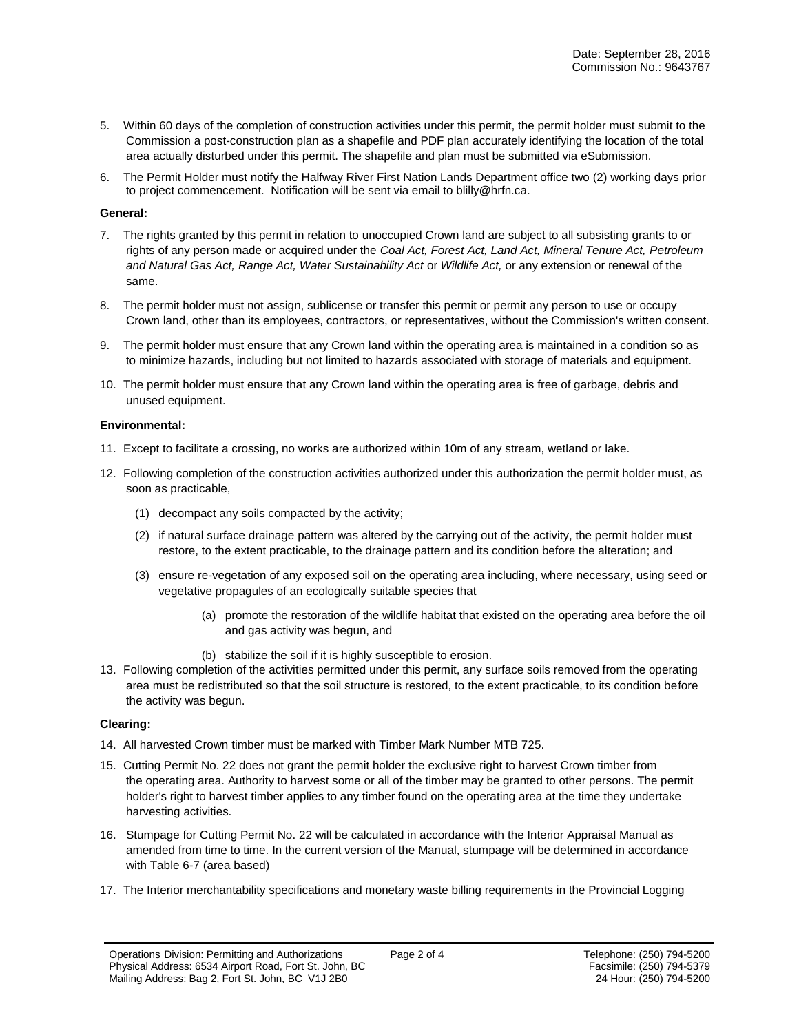Date: September 28, 2016
Commission No.: 9643767

5. Within 60 days of the completion of construction activities under this permit, the permit holder must submit to the Commission a post-construction plan as a shapefile and PDF plan accurately identifying the location of the total area actually disturbed under this permit. The shapefile and plan must be submitted via eSubmission.

6. The Permit Holder must notify the Halfway River First Nation Lands Department office two (2) working days prior to project commencement. Notification will be sent via email to blilly@hrfn.ca.

**General:**

7. The rights granted by this permit in relation to unoccupied Crown land are subject to all subsisting grants to or rights of any person made or acquired under the *Coal Act, Forest Act, Land Act, Mineral Tenure Act, Petroleum and Natural Gas Act, Range Act, Water Sustainability Act* or *Wildlife Act,* or any extension or renewal of the same.

8. The permit holder must not assign, sublicense or transfer this permit or permit any person to use or occupy Crown land, other than its employees, contractors, or representatives, without the Commission's written consent.

9. The permit holder must ensure that any Crown land within the operating area is maintained in a condition so as to minimize hazards, including but not limited to hazards associated with storage of materials and equipment.

10. The permit holder must ensure that any Crown land within the operating area is free of garbage, debris and unused equipment.

**Environmental:**

11. Except to facilitate a crossing, no works are authorized within 10m of any stream, wetland or lake.

12. Following completion of the construction activities authorized under this authorization the permit holder must, as soon as practicable,

    (1) decompact any soils compacted by the activity;

    (2) if natural surface drainage pattern was altered by the carrying out of the activity, the permit holder must restore, to the extent practicable, to the drainage pattern and its condition before the alteration; and

    (3) ensure re-vegetation of any exposed soil on the operating area including, where necessary, using seed or vegetative propagules of an ecologically suitable species that

        (a) promote the restoration of the wildlife habitat that existed on the operating area before the oil and gas activity was begun, and

        (b) stabilize the soil if it is highly susceptible to erosion.

13. Following completion of the activities permitted under this permit, any surface soils removed from the operating area must be redistributed so that the soil structure is restored, to the extent practicable, to its condition before the activity was begun.

**Clearing:**

14. All harvested Crown timber must be marked with Timber Mark Number MTB 725.

15. Cutting Permit No. 22 does not grant the permit holder the exclusive right to harvest Crown timber from the operating area. Authority to harvest some or all of the timber may be granted to other persons. The permit holder's right to harvest timber applies to any timber found on the operating area at the time they undertake harvesting activities.

16. Stumpage for Cutting Permit No. 22 will be calculated in accordance with the Interior Appraisal Manual as amended from time to time. In the current version of the Manual, stumpage will be determined in accordance with Table 6-7 (area based)

17. The Interior merchantability specifications and monetary waste billing requirements in the Provincial Logging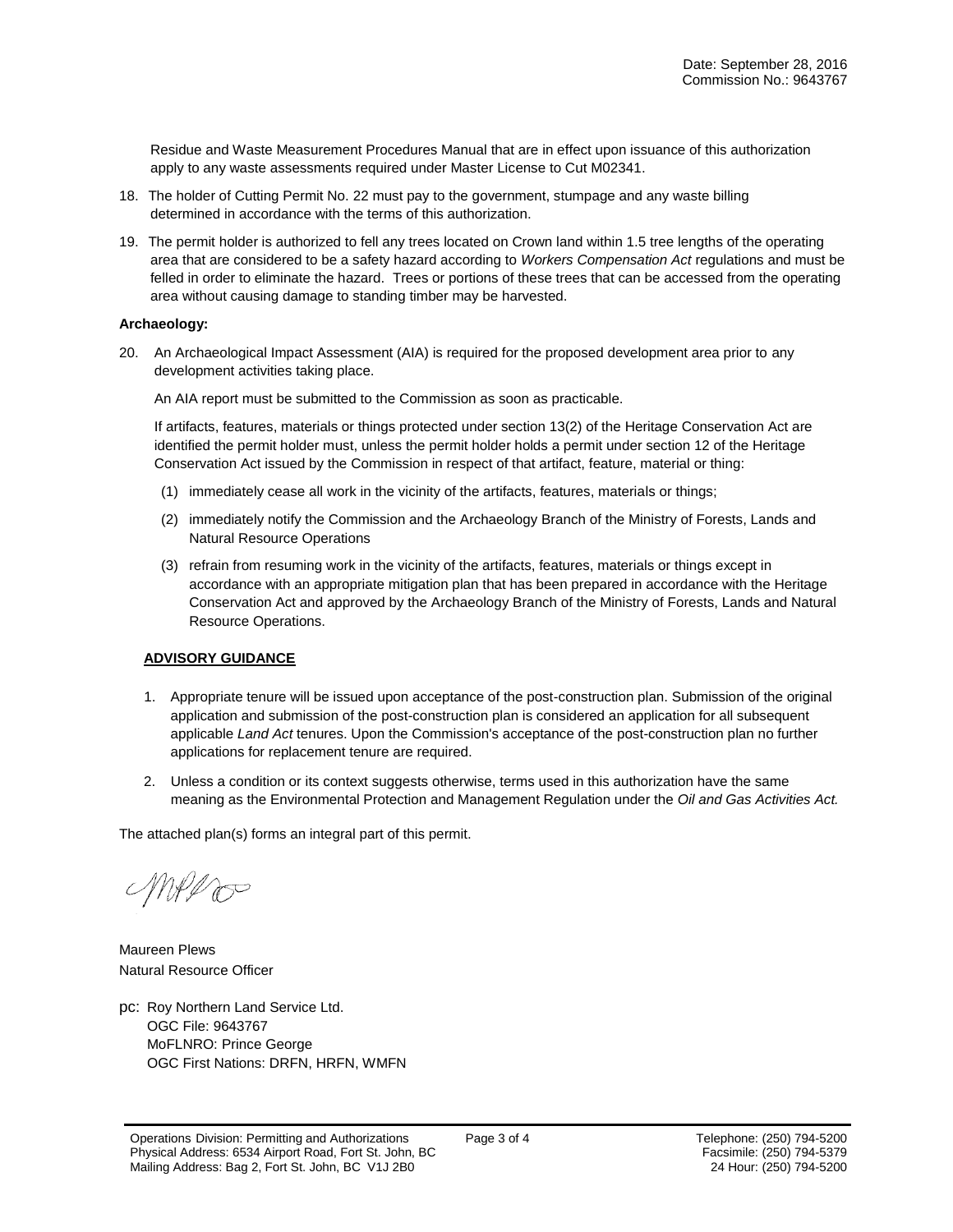Date: September 28, 2016
Commission No.: 9643767

Residue and Waste Measurement Procedures Manual that are in effect upon issuance of this authorization apply to any waste assessments required under Master License to Cut M02341.

18. The holder of Cutting Permit No. 22 must pay to the government, stumpage and any waste billing determined in accordance with the terms of this authorization.

19. The permit holder is authorized to fell any trees located on Crown land within 1.5 tree lengths of the operating area that are considered to be a safety hazard according to *Workers Compensation Act* regulations and must be felled in order to eliminate the hazard. Trees or portions of these trees that can be accessed from the operating area without causing damage to standing timber may be harvested.

**Archaeology:**

20. An Archaeological Impact Assessment (AIA) is required for the proposed development area prior to any development activities taking place.

    An AIA report must be submitted to the Commission as soon as practicable.

    If artifacts, features, materials or things protected under section 13(2) of the Heritage Conservation Act are identified the permit holder must, unless the permit holder holds a permit under section 12 of the Heritage Conservation Act issued by the Commission in respect of that artifact, feature, material or thing:

    (1) immediately cease all work in the vicinity of the artifacts, features, materials or things;

    (2) immediately notify the Commission and the Archaeology Branch of the Ministry of Forests, Lands and Natural Resource Operations

    (3) refrain from resuming work in the vicinity of the artifacts, features, materials or things except in accordance with an appropriate mitigation plan that has been prepared in accordance with the Heritage Conservation Act and approved by the Archaeology Branch of the Ministry of Forests, Lands and Natural Resource Operations.

**ADVISORY GUIDANCE**

1. Appropriate tenure will be issued upon acceptance of the post-construction plan. Submission of the original application and submission of the post-construction plan is considered an application for all subsequent applicable *Land Act* tenures. Upon the Commission's acceptance of the post-construction plan no further applications for replacement tenure are required.

2. Unless a condition or its context suggests otherwise, terms used in this authorization have the same meaning as the Environmental Protection and Management Regulation under the *Oil and Gas Activities Act.*

The attached plan(s) forms an integral part of this permit.

Maureen Plews
Natural Resource Officer

pc: Roy Northern Land Service Ltd.
OGC File: 9643767
MoFLNRO: Prince George
OGC First Nations: DRFN, HRFN, WMFN

Operations Division: Permitting and Authorizations
Physical Address: 6534 Airport Road, Fort St. John, BC
Mailing Address: Bag 2, Fort St. John, BC V1J 2B0

Telephone: (250) 794-5200
Facsimile: (250) 794-5379
24 Hour: (250) 794-5200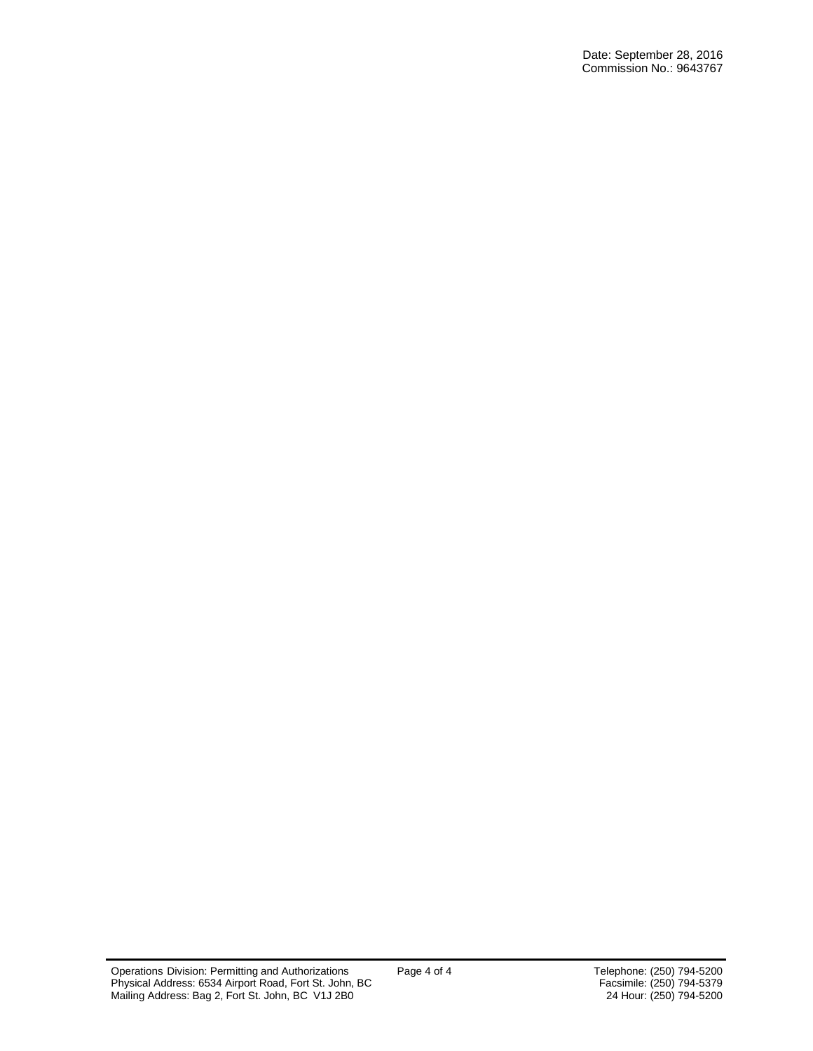Date: September 28, 2016
Commission No.: 9643767